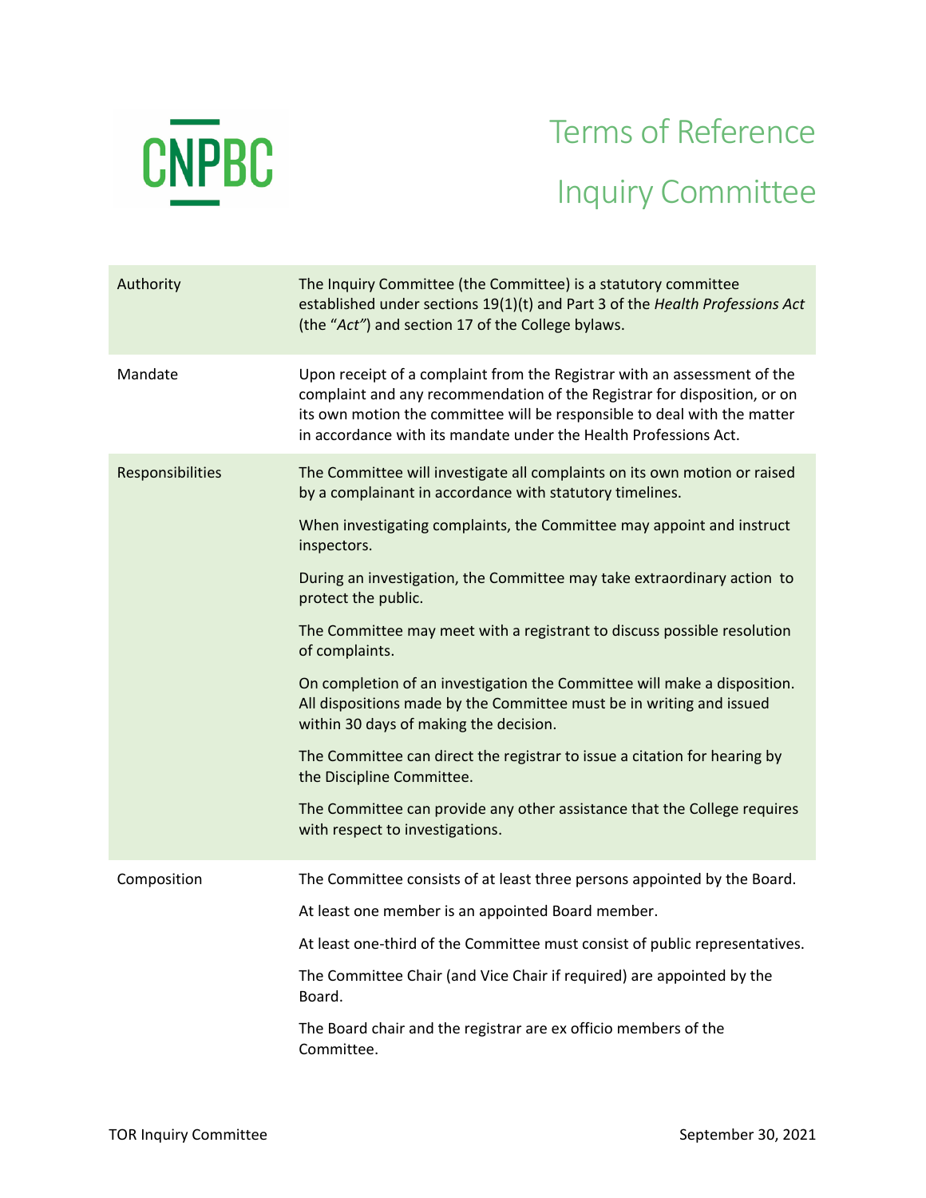CNPBC

# Terms of Reference

# Inquiry Committee

| | |
|---|---|
| Authority | The Inquiry Committee (the Committee) is a statutory committee established under sections 19(1)(t) and Part 3 of the *Health Professions Act* (the "*Act"*) and section 17 of the College bylaws. |
| Mandate | Upon receipt of a complaint from the Registrar with an assessment of the complaint and any recommendation of the Registrar for disposition, or on its own motion the committee will be responsible to deal with the matter in accordance with its mandate under the Health Professions Act. |
| Responsibilities | The Committee will investigate all complaints on its own motion or raised by a complainant in accordance with statutory timelines.<br><br>When investigating complaints, the Committee may appoint and instruct inspectors.<br><br>During an investigation, the Committee may take extraordinary action to protect the public.<br><br>The Committee may meet with a registrant to discuss possible resolution of complaints.<br><br>On completion of an investigation the Committee will make a disposition. All dispositions made by the Committee must be in writing and issued within 30 days of making the decision.<br><br>The Committee can direct the registrar to issue a citation for hearing by the Discipline Committee.<br><br>The Committee can provide any other assistance that the College requires with respect to investigations. |
| Composition | The Committee consists of at least three persons appointed by the Board.<br><br>At least one member is an appointed Board member.<br><br>At least one-third of the Committee must consist of public representatives.<br><br>The Committee Chair (and Vice Chair if required) are appointed by the Board.<br><br>The Board chair and the registrar are ex officio members of the Committee. |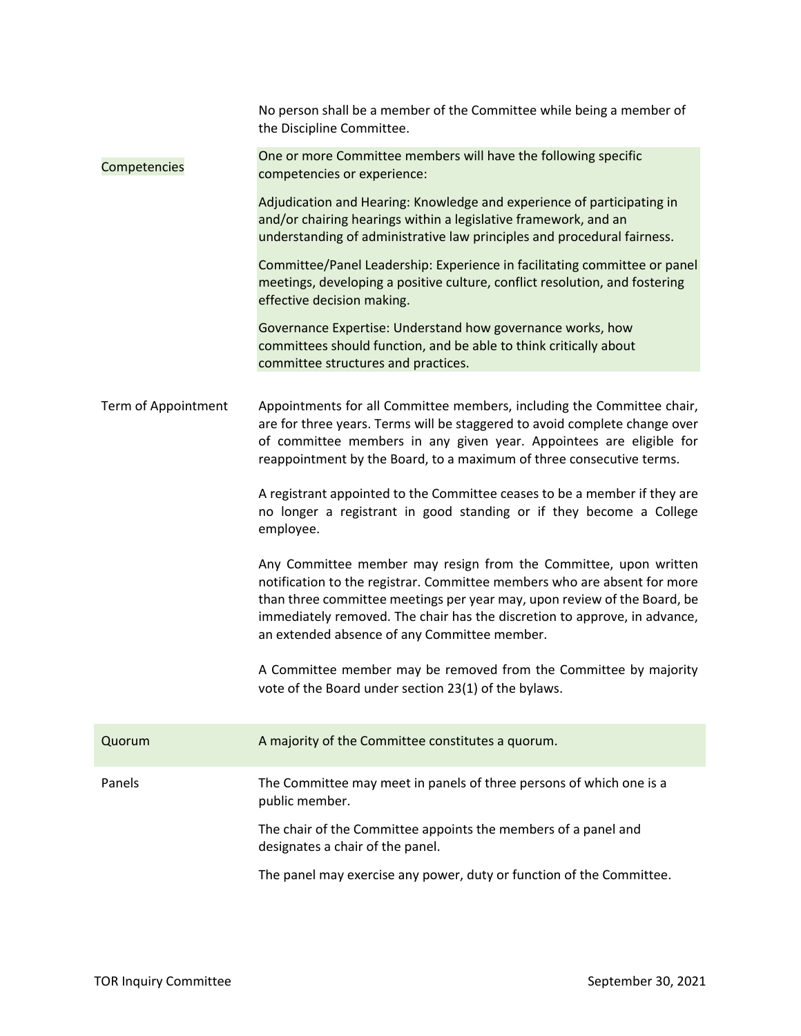| | |
|---|---|
| | No person shall be a member of the Committee while being a member of the Discipline Committee. |
| Competencies | One or more Committee members will have the following specific competencies or experience:<br><br>Adjudication and Hearing: Knowledge and experience of participating in and/or chairing hearings within a legislative framework, and an understanding of administrative law principles and procedural fairness.<br><br>Committee/Panel Leadership: Experience in facilitating committee or panel meetings, developing a positive culture, conflict resolution, and fostering effective decision making.<br><br>Governance Expertise: Understand how governance works, how committees should function, and be able to think critically about committee structures and practices. |
| Term of Appointment | Appointments for all Committee members, including the Committee chair, are for three years. Terms will be staggered to avoid complete change over of committee members in any given year. Appointees are eligible for reappointment by the Board, to a maximum of three consecutive terms.<br><br>A registrant appointed to the Committee ceases to be a member if they are no longer a registrant in good standing or if they become a College employee.<br><br>Any Committee member may resign from the Committee, upon written notification to the registrar. Committee members who are absent for more than three committee meetings per year may, upon review of the Board, be immediately removed. The chair has the discretion to approve, in advance, an extended absence of any Committee member.<br><br>A Committee member may be removed from the Committee by majority vote of the Board under section 23(1) of the bylaws. |
| Quorum | A majority of the Committee constitutes a quorum. |
| Panels | The Committee may meet in panels of three persons of which one is a public member.<br><br>The chair of the Committee appoints the members of a panel and designates a chair of the panel.<br><br>The panel may exercise any power, duty or function of the Committee. |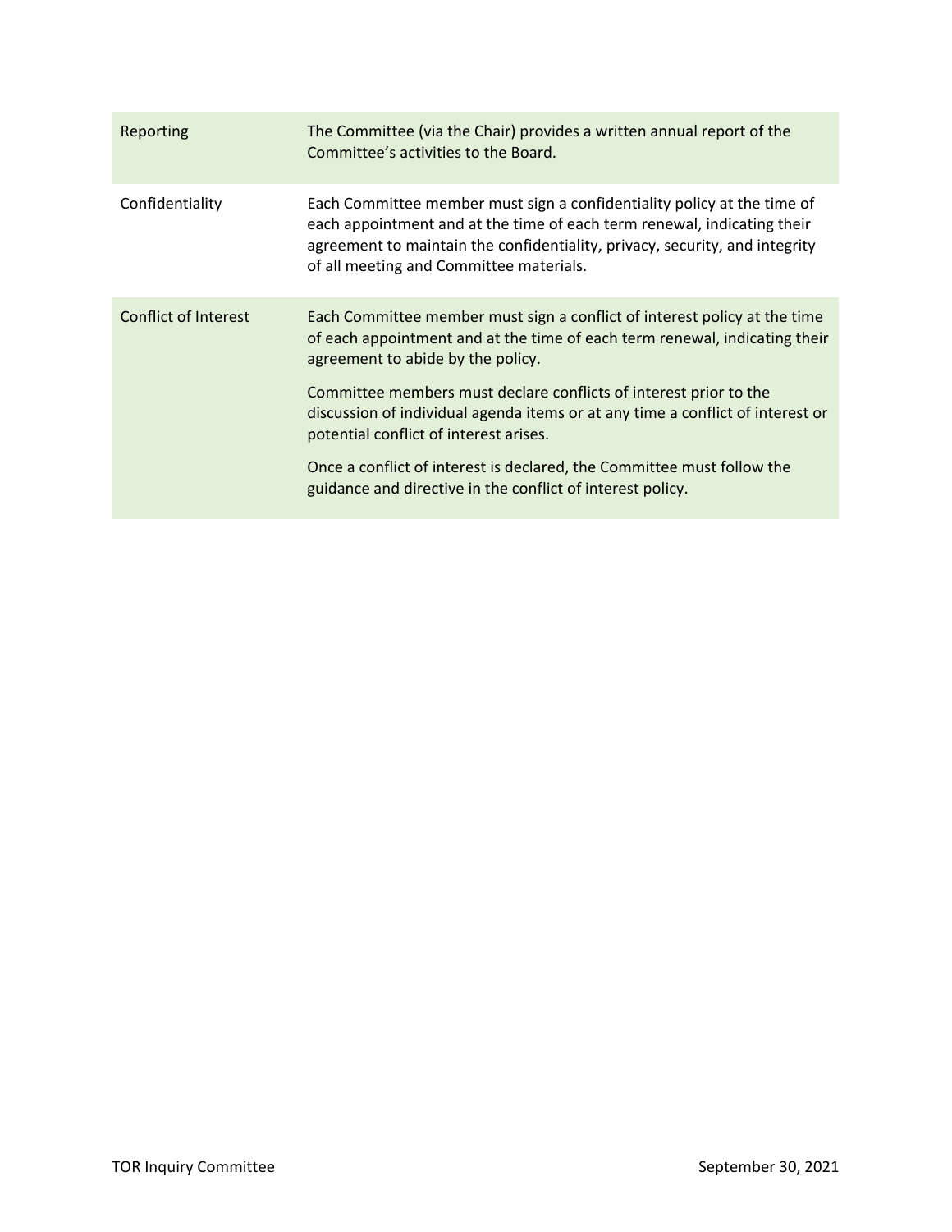| | |
|---|---|
| Reporting | The Committee (via the Chair) provides a written annual report of the Committee's activities to the Board. |
| Confidentiality | Each Committee member must sign a confidentiality policy at the time of each appointment and at the time of each term renewal, indicating their agreement to maintain the confidentiality, privacy, security, and integrity of all meeting and Committee materials. |
| Conflict of Interest | Each Committee member must sign a conflict of interest policy at the time of each appointment and at the time of each term renewal, indicating their agreement to abide by the policy.<br><br>Committee members must declare conflicts of interest prior to the discussion of individual agenda items or at any time a conflict of interest or potential conflict of interest arises.<br><br>Once a conflict of interest is declared, the Committee must follow the guidance and directive in the conflict of interest policy. |